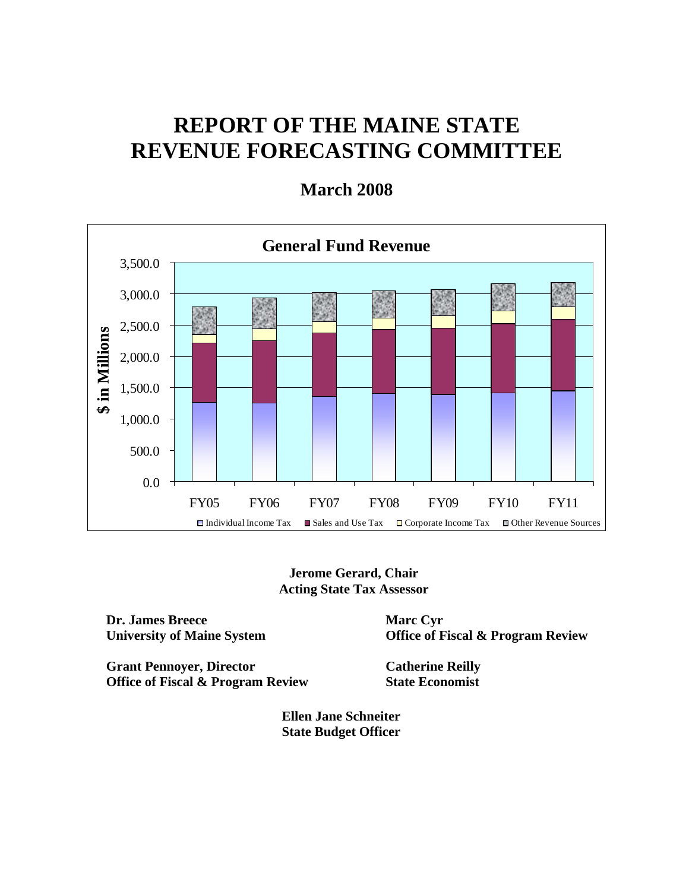# REPORT OF THE MAINE STATE REVENUE FORECASTING COMMITTEE

## March 2008

**General Fund Revenue**

$ in Millions

3,500.0
3,000.0
2,500.0
2,000.0
1,500.0
1,000.0
500.0
0.0

FY05 FY06 FY07 FY08 FY09 FY10 FY11

Individual Income Tax | Sales and Use Tax | Corporate Income Tax | Other Revenue Sources

**Jerome Gerard, Chair**
**Acting State Tax Assessor**

**Dr. James Breece**
**University of Maine System**

**Marc Cyr**
**Office of Fiscal & Program Review**

**Grant Pennoyer, Director**
**Office of Fiscal & Program Review**

**Catherine Reilly**
**State Economist**

**Ellen Jane Schneiter**
**State Budget Officer**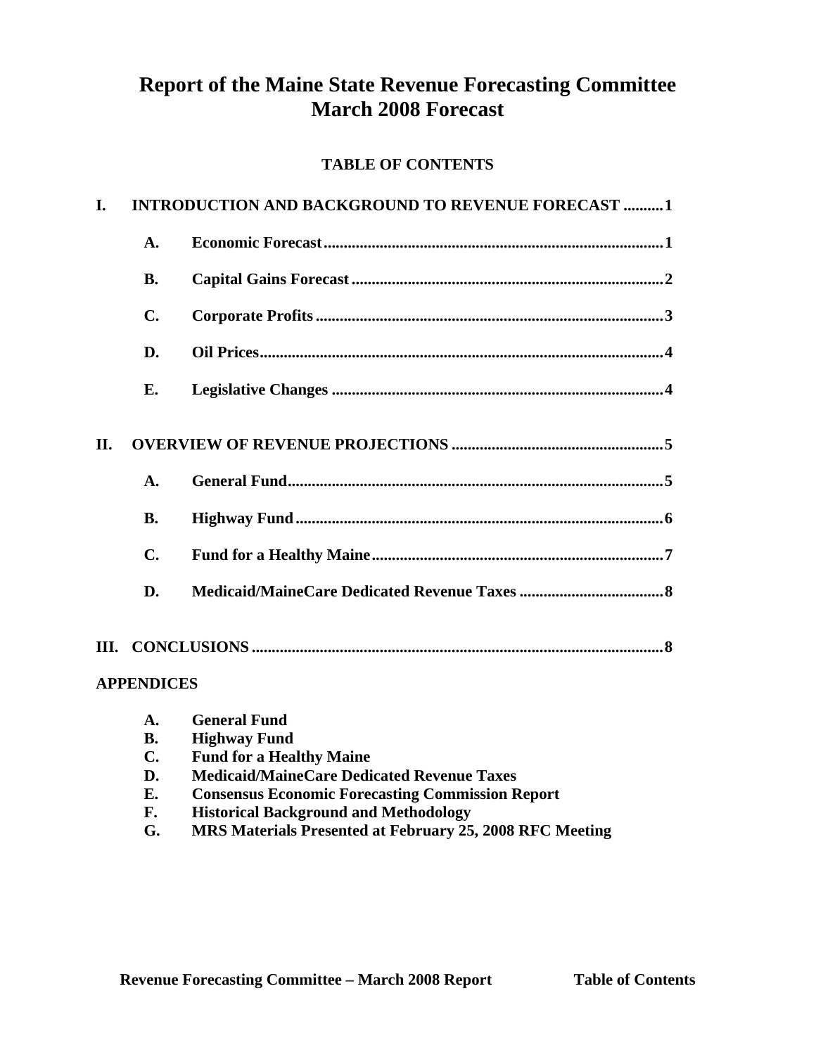# Report of the Maine State Revenue Forecasting Committee March 2008 Forecast

## TABLE OF CONTENTS

**I. INTRODUCTION AND BACKGROUND TO REVENUE FORECAST .........1**

- **A. Economic Forecast.....................................................................................1**
- **B. Capital Gains Forecast ..............................................................................2**
- **C. Corporate Profits......................................................................................3**
- **D. Oil Prices.................................................................................................4**
- **E. Legislative Changes ..................................................................................4**

**II. OVERVIEW OF REVENUE PROJECTIONS .....................................................5**

- **A. General Fund.............................................................................................5**
- **B. Highway Fund............................................................................................6**
- **C. Fund for a Healthy Maine.........................................................................7**
- **D. Medicaid/MaineCare Dedicated Revenue Taxes ....................................8**

**III. CONCLUSIONS .......................................................................................................8**

**APPENDICES**

- **A. General Fund**
- **B. Highway Fund**
- **C. Fund for a Healthy Maine**
- **D. Medicaid/MaineCare Dedicated Revenue Taxes**
- **E. Consensus Economic Forecasting Commission Report**
- **F. Historical Background and Methodology**
- **G. MRS Materials Presented at February 25, 2008 RFC Meeting**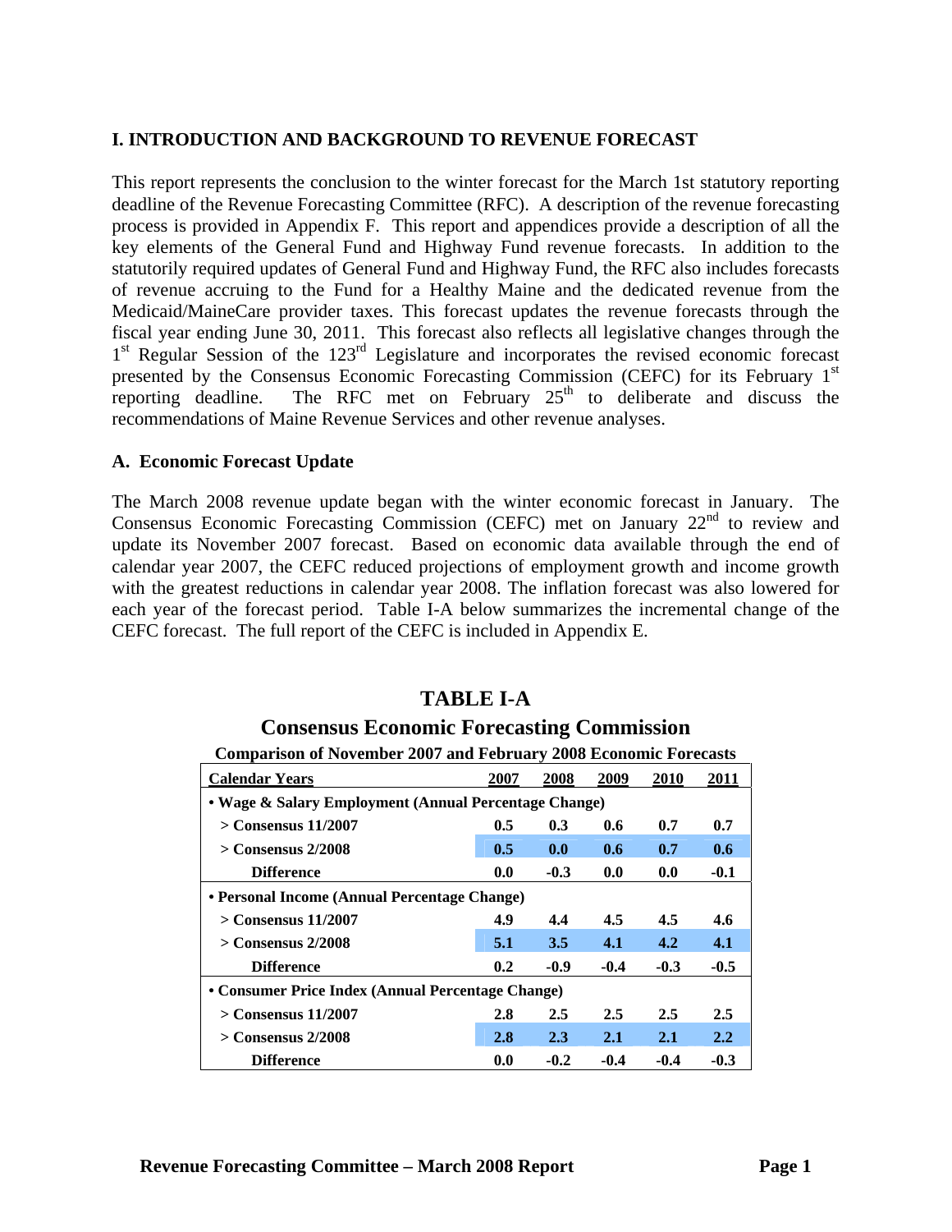## I. INTRODUCTION AND BACKGROUND TO REVENUE FORECAST

This report represents the conclusion to the winter forecast for the March 1st statutory reporting deadline of the Revenue Forecasting Committee (RFC). A description of the revenue forecasting process is provided in Appendix F. This report and appendices provide a description of all the key elements of the General Fund and Highway Fund revenue forecasts. In addition to the statutorily required updates of General Fund and Highway Fund, the RFC also includes forecasts of revenue accruing to the Fund for a Healthy Maine and the dedicated revenue from the Medicaid/MaineCare provider taxes. This forecast updates the revenue forecasts through the fiscal year ending June 30, 2011. This forecast also reflects all legislative changes through the 1st Regular Session of the 123rd Legislature and incorporates the revised economic forecast presented by the Consensus Economic Forecasting Commission (CEFC) for its February 1st reporting deadline. The RFC met on February 25th to deliberate and discuss the recommendations of Maine Revenue Services and other revenue analyses.

### A. Economic Forecast Update

The March 2008 revenue update began with the winter economic forecast in January. The Consensus Economic Forecasting Commission (CEFC) met on January 22nd to review and update its November 2007 forecast. Based on economic data available through the end of calendar year 2007, the CEFC reduced projections of employment growth and income growth with the greatest reductions in calendar year 2008. The inflation forecast was also lowered for each year of the forecast period. Table I-A below summarizes the incremental change of the CEFC forecast. The full report of the CEFC is included in Appendix E.

**TABLE I-A**

**Consensus Economic Forecasting Commission**

**Comparison of November 2007 and February 2008 Economic Forecasts**

| Calendar Years | 2007 | 2008 | 2009 | 2010 | 2011 |
|---|---|---|---|---|---|
| **• Wage & Salary Employment (Annual Percentage Change)** | | | | | |
| > Consensus 11/2007 | 0.5 | 0.3 | 0.6 | 0.7 | 0.7 |
| > Consensus 2/2008 | 0.5 | 0.0 | 0.6 | 0.7 | 0.6 |
| Difference | 0.0 | -0.3 | 0.0 | 0.0 | -0.1 |
| **• Personal Income (Annual Percentage Change)** | | | | | |
| > Consensus 11/2007 | 4.9 | 4.4 | 4.5 | 4.5 | 4.6 |
| > Consensus 2/2008 | 5.1 | 3.5 | 4.1 | 4.2 | 4.1 |
| Difference | 0.2 | -0.9 | -0.4 | -0.3 | -0.5 |
| **• Consumer Price Index (Annual Percentage Change)** | | | | | |
| > Consensus 11/2007 | 2.8 | 2.5 | 2.5 | 2.5 | 2.5 |
| > Consensus 2/2008 | 2.8 | 2.3 | 2.1 | 2.1 | 2.2 |
| Difference | 0.0 | -0.2 | -0.4 | -0.4 | -0.3 |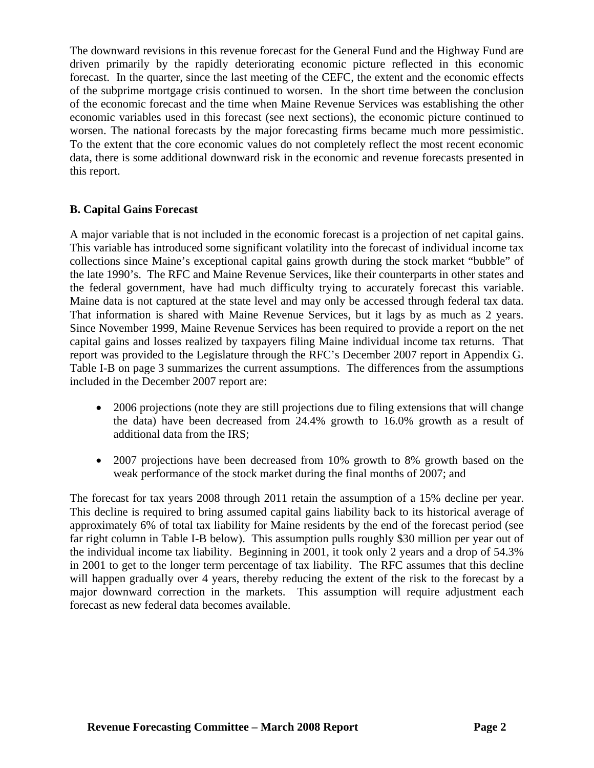The downward revisions in this revenue forecast for the General Fund and the Highway Fund are driven primarily by the rapidly deteriorating economic picture reflected in this economic forecast. In the quarter, since the last meeting of the CEFC, the extent and the economic effects of the subprime mortgage crisis continued to worsen. In the short time between the conclusion of the economic forecast and the time when Maine Revenue Services was establishing the other economic variables used in this forecast (see next sections), the economic picture continued to worsen. The national forecasts by the major forecasting firms became much more pessimistic. To the extent that the core economic values do not completely reflect the most recent economic data, there is some additional downward risk in the economic and revenue forecasts presented in this report.

**B. Capital Gains Forecast**

A major variable that is not included in the economic forecast is a projection of net capital gains. This variable has introduced some significant volatility into the forecast of individual income tax collections since Maine's exceptional capital gains growth during the stock market "bubble" of the late 1990's. The RFC and Maine Revenue Services, like their counterparts in other states and the federal government, have had much difficulty trying to accurately forecast this variable. Maine data is not captured at the state level and may only be accessed through federal tax data. That information is shared with Maine Revenue Services, but it lags by as much as 2 years. Since November 1999, Maine Revenue Services has been required to provide a report on the net capital gains and losses realized by taxpayers filing Maine individual income tax returns. That report was provided to the Legislature through the RFC's December 2007 report in Appendix G. Table I-B on page 3 summarizes the current assumptions. The differences from the assumptions included in the December 2007 report are:

- 2006 projections (note they are still projections due to filing extensions that will change the data) have been decreased from 24.4% growth to 16.0% growth as a result of additional data from the IRS;
- 2007 projections have been decreased from 10% growth to 8% growth based on the weak performance of the stock market during the final months of 2007; and

The forecast for tax years 2008 through 2011 retain the assumption of a 15% decline per year. This decline is required to bring assumed capital gains liability back to its historical average of approximately 6% of total tax liability for Maine residents by the end of the forecast period (see far right column in Table I-B below). This assumption pulls roughly $30 million per year out of the individual income tax liability. Beginning in 2001, it took only 2 years and a drop of 54.3% in 2001 to get to the longer term percentage of tax liability. The RFC assumes that this decline will happen gradually over 4 years, thereby reducing the extent of the risk to the forecast by a major downward correction in the markets. This assumption will require adjustment each forecast as new federal data becomes available.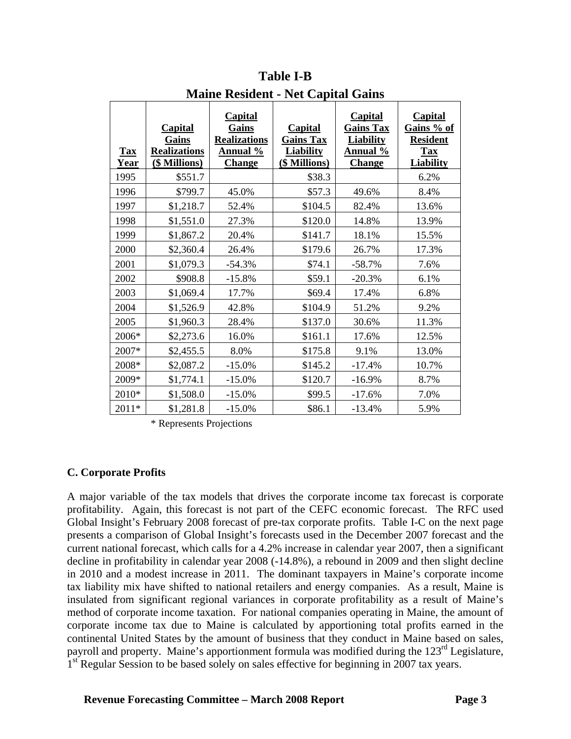## Table I-B
## Maine Resident - Net Capital Gains

| Tax Year | Capital Gains Realizations ($ Millions) | Capital Gains Realizations Annual % Change | Capital Gains Tax Liability ($ Millions) | Capital Gains Tax Liability Annual % Change | Capital Gains % of Resident Tax Liability |
|---|---|---|---|---|---|
| 1995 | $551.7 | | $38.3 | | 6.2% |
| 1996 | $799.7 | 45.0% | $57.3 | 49.6% | 8.4% |
| 1997 | $1,218.7 | 52.4% | $104.5 | 82.4% | 13.6% |
| 1998 | $1,551.0 | 27.3% | $120.0 | 14.8% | 13.9% |
| 1999 | $1,867.2 | 20.4% | $141.7 | 18.1% | 15.5% |
| 2000 | $2,360.4 | 26.4% | $179.6 | 26.7% | 17.3% |
| 2001 | $1,079.3 | -54.3% | $74.1 | -58.7% | 7.6% |
| 2002 | $908.8 | -15.8% | $59.1 | -20.3% | 6.1% |
| 2003 | $1,069.4 | 17.7% | $69.4 | 17.4% | 6.8% |
| 2004 | $1,526.9 | 42.8% | $104.9 | 51.2% | 9.2% |
| 2005 | $1,960.3 | 28.4% | $137.0 | 30.6% | 11.3% |
| 2006* | $2,273.6 | 16.0% | $161.1 | 17.6% | 12.5% |
| 2007* | $2,455.5 | 8.0% | $175.8 | 9.1% | 13.0% |
| 2008* | $2,087.2 | -15.0% | $145.2 | -17.4% | 10.7% |
| 2009* | $1,774.1 | -15.0% | $120.7 | -16.9% | 8.7% |
| 2010* | $1,508.0 | -15.0% | $99.5 | -17.6% | 7.0% |
| 2011* | $1,281.8 | -15.0% | $86.1 | -13.4% | 5.9% |

\* Represents Projections

### C. Corporate Profits

A major variable of the tax models that drives the corporate income tax forecast is corporate profitability. Again, this forecast is not part of the CEFC economic forecast. The RFC used Global Insight's February 2008 forecast of pre-tax corporate profits. Table I-C on the next page presents a comparison of Global Insight's forecasts used in the December 2007 forecast and the current national forecast, which calls for a 4.2% increase in calendar year 2007, then a significant decline in profitability in calendar year 2008 (-14.8%), a rebound in 2009 and then slight decline in 2010 and a modest increase in 2011. The dominant taxpayers in Maine's corporate income tax liability mix have shifted to national retailers and energy companies. As a result, Maine is insulated from significant regional variances in corporate profitability as a result of Maine's method of corporate income taxation. For national companies operating in Maine, the amount of corporate income tax due to Maine is calculated by apportioning total profits earned in the continental United States by the amount of business that they conduct in Maine based on sales, payroll and property. Maine's apportionment formula was modified during the 123rd Legislature, 1st Regular Session to be based solely on sales effective for beginning in 2007 tax years.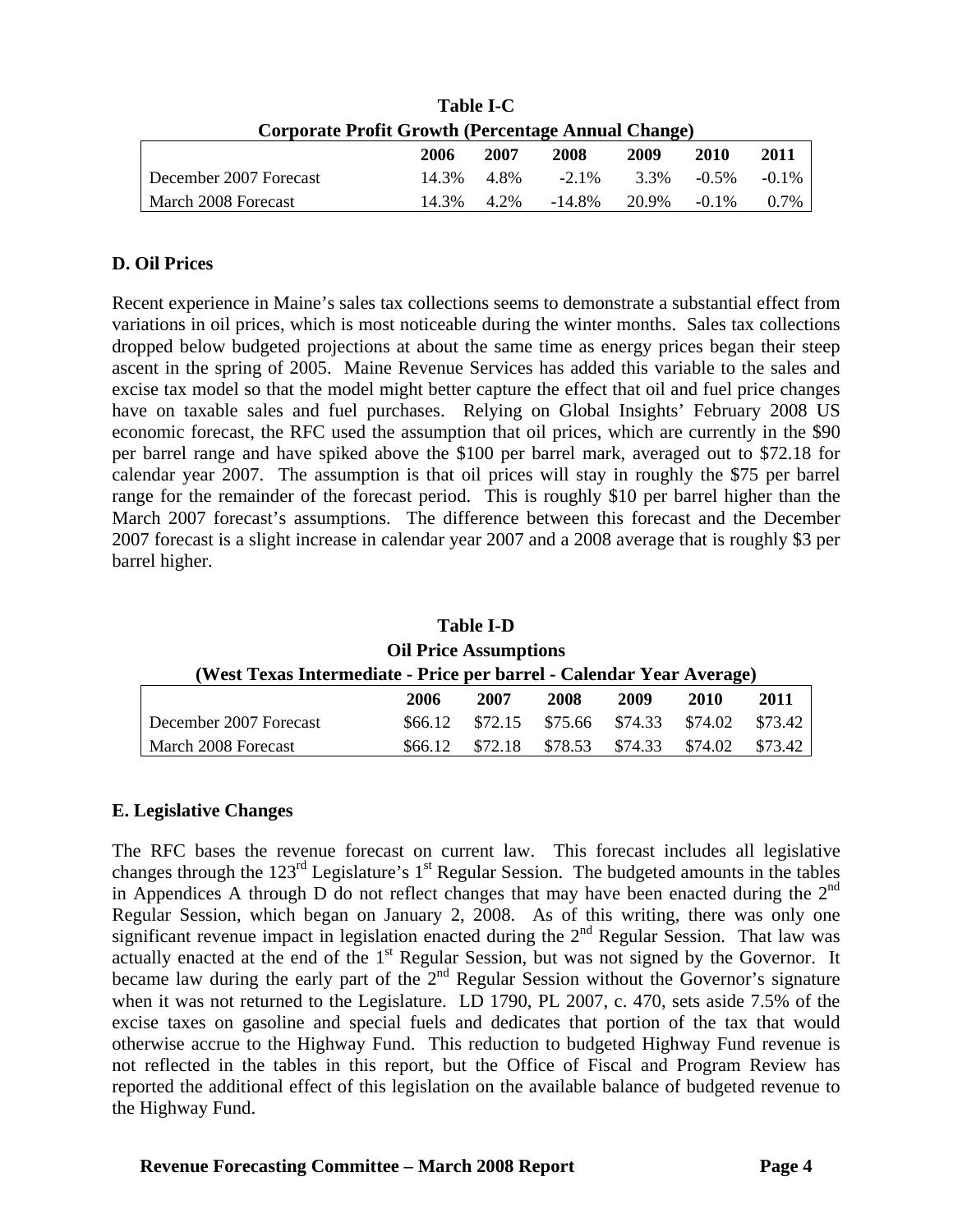**Table I-C**
**Corporate Profit Growth (Percentage Annual Change)**

| | 2006 | 2007 | 2008 | 2009 | 2010 | 2011 |
|---|---|---|---|---|---|---|
| December 2007 Forecast | 14.3% | 4.8% | -2.1% | 3.3% | -0.5% | -0.1% |
| March 2008 Forecast | 14.3% | 4.2% | -14.8% | 20.9% | -0.1% | 0.7% |

## D. Oil Prices

Recent experience in Maine's sales tax collections seems to demonstrate a substantial effect from variations in oil prices, which is most noticeable during the winter months. Sales tax collections dropped below budgeted projections at about the same time as energy prices began their steep ascent in the spring of 2005. Maine Revenue Services has added this variable to the sales and excise tax model so that the model might better capture the effect that oil and fuel price changes have on taxable sales and fuel purchases. Relying on Global Insights' February 2008 US economic forecast, the RFC used the assumption that oil prices, which are currently in the $90 per barrel range and have spiked above the $100 per barrel mark, averaged out to $72.18 for calendar year 2007. The assumption is that oil prices will stay in roughly the $75 per barrel range for the remainder of the forecast period. This is roughly $10 per barrel higher than the March 2007 forecast's assumptions. The difference between this forecast and the December 2007 forecast is a slight increase in calendar year 2007 and a 2008 average that is roughly $3 per barrel higher.

**Table I-D**
**Oil Price Assumptions**
**(West Texas Intermediate - Price per barrel - Calendar Year Average)**

| | 2006 | 2007 | 2008 | 2009 | 2010 | 2011 |
|---|---|---|---|---|---|---|
| December 2007 Forecast | $66.12 | $72.15 | $75.66 | $74.33 | $74.02 | $73.42 |
| March 2008 Forecast | $66.12 | $72.18 | $78.53 | $74.33 | $74.02 | $73.42 |

## E. Legislative Changes

The RFC bases the revenue forecast on current law. This forecast includes all legislative changes through the 123rd Legislature's 1st Regular Session. The budgeted amounts in the tables in Appendices A through D do not reflect changes that may have been enacted during the 2nd Regular Session, which began on January 2, 2008. As of this writing, there was only one significant revenue impact in legislation enacted during the 2nd Regular Session. That law was actually enacted at the end of the 1st Regular Session, but was not signed by the Governor. It became law during the early part of the 2nd Regular Session without the Governor's signature when it was not returned to the Legislature. LD 1790, PL 2007, c. 470, sets aside 7.5% of the excise taxes on gasoline and special fuels and dedicates that portion of the tax that would otherwise accrue to the Highway Fund. This reduction to budgeted Highway Fund revenue is not reflected in the tables in this report, but the Office of Fiscal and Program Review has reported the additional effect of this legislation on the available balance of budgeted revenue to the Highway Fund.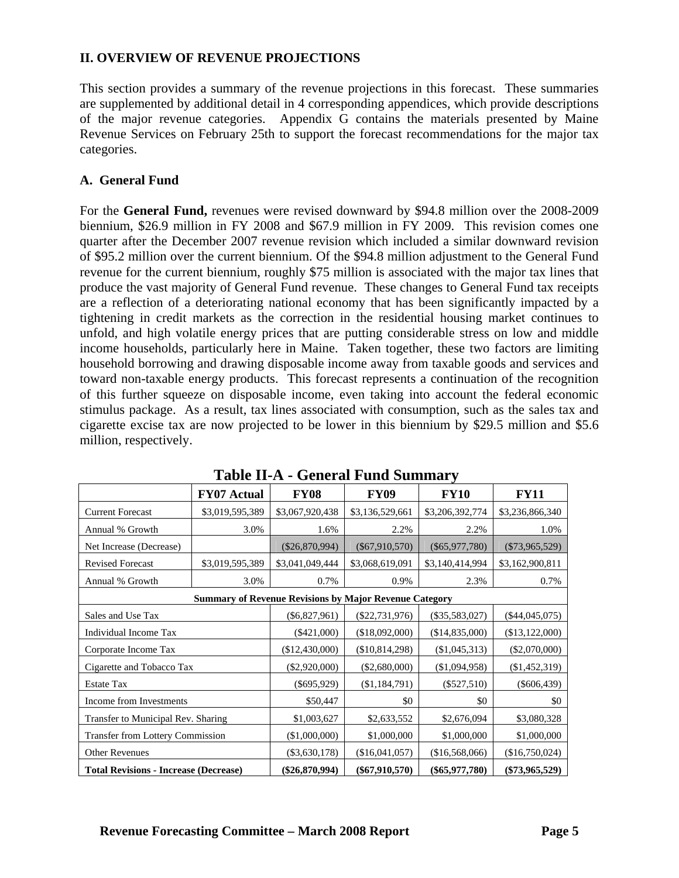## II. OVERVIEW OF REVENUE PROJECTIONS

This section provides a summary of the revenue projections in this forecast. These summaries are supplemented by additional detail in 4 corresponding appendices, which provide descriptions of the major revenue categories. Appendix G contains the materials presented by Maine Revenue Services on February 25th to support the forecast recommendations for the major tax categories.

### A. General Fund

For the **General Fund,** revenues were revised downward by $94.8 million over the 2008-2009 biennium, $26.9 million in FY 2008 and $67.9 million in FY 2009. This revision comes one quarter after the December 2007 revenue revision which included a similar downward revision of $95.2 million over the current biennium. Of the $94.8 million adjustment to the General Fund revenue for the current biennium, roughly $75 million is associated with the major tax lines that produce the vast majority of General Fund revenue. These changes to General Fund tax receipts are a reflection of a deteriorating national economy that has been significantly impacted by a tightening in credit markets as the correction in the residential housing market continues to unfold, and high volatile energy prices that are putting considerable stress on low and middle income households, particularly here in Maine. Taken together, these two factors are limiting household borrowing and drawing disposable income away from taxable goods and services and toward non-taxable energy products. This forecast represents a continuation of the recognition of this further squeeze on disposable income, even taking into account the federal economic stimulus package. As a result, tax lines associated with consumption, such as the sales tax and cigarette excise tax are now projected to be lower in this biennium by $29.5 million and $5.6 million, respectively.

**Table II-A - General Fund Summary**

| | FY07 Actual | FY08 | FY09 | FY10 | FY11 |
|---|---|---|---|---|---|
| Current Forecast | $3,019,595,389 | $3,067,920,438 | $3,136,529,661 | $3,206,392,774 | $3,236,866,340 |
| Annual % Growth | 3.0% | 1.6% | 2.2% | 2.2% | 1.0% |
| Net Increase (Decrease) | | ($26,870,994) | ($67,910,570) | ($65,977,780) | ($73,965,529) |
| Revised Forecast | $3,019,595,389 | $3,041,049,444 | $3,068,619,091 | $3,140,414,994 | $3,162,900,811 |
| Annual % Growth | 3.0% | 0.7% | 0.9% | 2.3% | 0.7% |
| **Summary of Revenue Revisions by Major Revenue Category** | | | | | |
| Sales and Use Tax | | ($6,827,961) | ($22,731,976) | ($35,583,027) | ($44,045,075) |
| Individual Income Tax | | ($421,000) | ($18,092,000) | ($14,835,000) | ($13,122,000) |
| Corporate Income Tax | | ($12,430,000) | ($10,814,298) | ($1,045,313) | ($2,070,000) |
| Cigarette and Tobacco Tax | | ($2,920,000) | ($2,680,000) | ($1,094,958) | ($1,452,319) |
| Estate Tax | | ($695,929) | ($1,184,791) | ($527,510) | ($606,439) |
| Income from Investments | | $50,447 | $0 | $0 | $0 |
| Transfer to Municipal Rev. Sharing | | $1,003,627 | $2,633,552 | $2,676,094 | $3,080,328 |
| Transfer from Lottery Commission | | ($1,000,000) | $1,000,000 | $1,000,000 | $1,000,000 |
| Other Revenues | | ($3,630,178) | ($16,041,057) | ($16,568,066) | ($16,750,024) |
| **Total Revisions - Increase (Decrease)** | | **($26,870,994)** | **($67,910,570)** | **($65,977,780)** | **($73,965,529)** |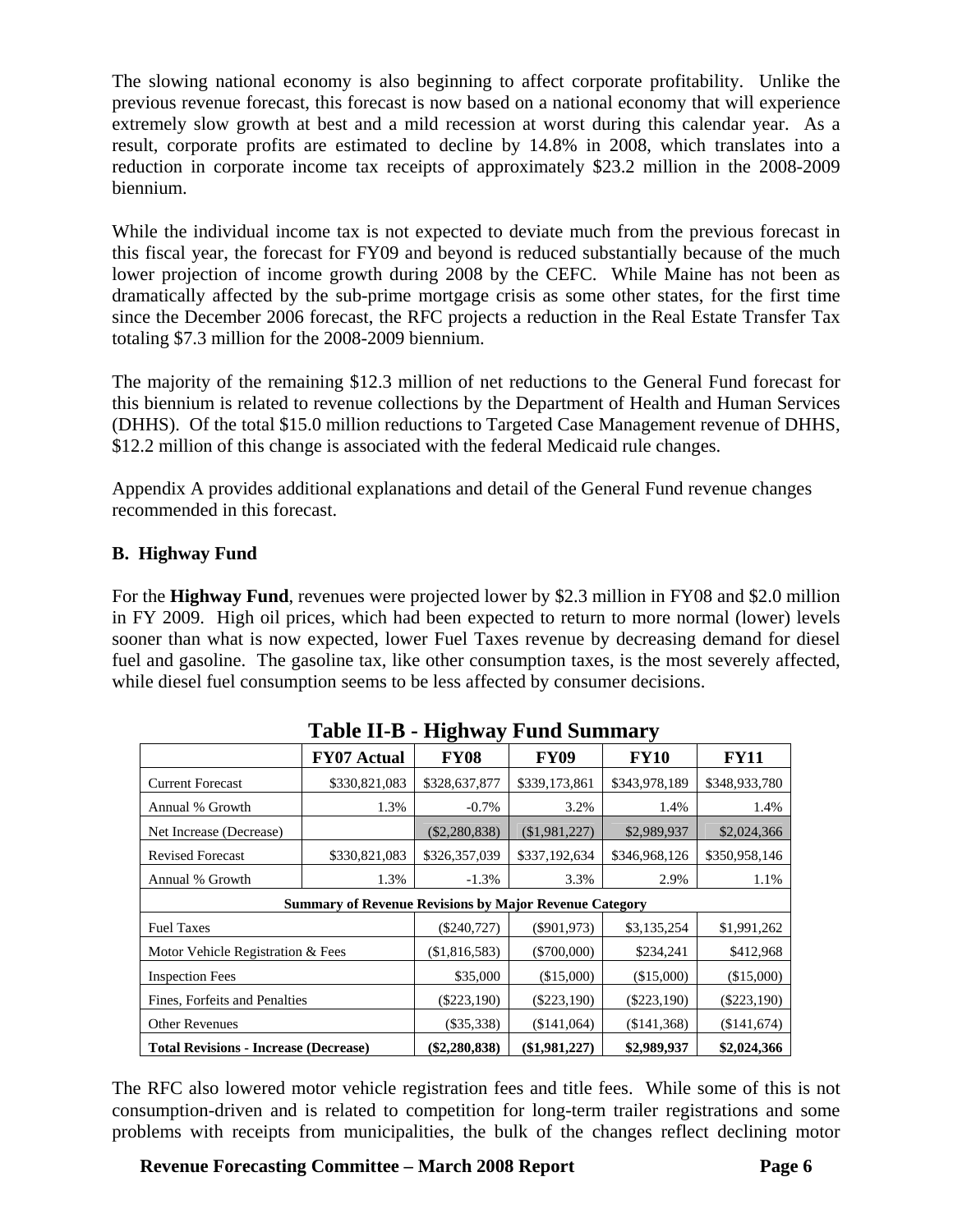The slowing national economy is also beginning to affect corporate profitability. Unlike the previous revenue forecast, this forecast is now based on a national economy that will experience extremely slow growth at best and a mild recession at worst during this calendar year. As a result, corporate profits are estimated to decline by 14.8% in 2008, which translates into a reduction in corporate income tax receipts of approximately $23.2 million in the 2008-2009 biennium.

While the individual income tax is not expected to deviate much from the previous forecast in this fiscal year, the forecast for FY09 and beyond is reduced substantially because of the much lower projection of income growth during 2008 by the CEFC. While Maine has not been as dramatically affected by the sub-prime mortgage crisis as some other states, for the first time since the December 2006 forecast, the RFC projects a reduction in the Real Estate Transfer Tax totaling $7.3 million for the 2008-2009 biennium.

The majority of the remaining $12.3 million of net reductions to the General Fund forecast for this biennium is related to revenue collections by the Department of Health and Human Services (DHHS). Of the total $15.0 million reductions to Targeted Case Management revenue of DHHS, $12.2 million of this change is associated with the federal Medicaid rule changes.

Appendix A provides additional explanations and detail of the General Fund revenue changes recommended in this forecast.

### B. Highway Fund

For the **Highway Fund**, revenues were projected lower by $2.3 million in FY08 and $2.0 million in FY 2009. High oil prices, which had been expected to return to more normal (lower) levels sooner than what is now expected, lower Fuel Taxes revenue by decreasing demand for diesel fuel and gasoline. The gasoline tax, like other consumption taxes, is the most severely affected, while diesel fuel consumption seems to be less affected by consumer decisions.

**Table II-B - Highway Fund Summary**

| | FY07 Actual | FY08 | FY09 | FY10 | FY11 |
|---|---|---|---|---|---|
| Current Forecast | $330,821,083 | $328,637,877 | $339,173,861 | $343,978,189 | $348,933,780 |
| Annual % Growth | 1.3% | -0.7% | 3.2% | 1.4% | 1.4% |
| Net Increase (Decrease) | | ($2,280,838) | ($1,981,227) | $2,989,937 | $2,024,366 |
| Revised Forecast | $330,821,083 | $326,357,039 | $337,192,634 | $346,968,126 | $350,958,146 |
| Annual % Growth | 1.3% | -1.3% | 3.3% | 2.9% | 1.1% |
| **Summary of Revenue Revisions by Major Revenue Category** | | | | | |
| Fuel Taxes | | ($240,727) | ($901,973) | $3,135,254 | $1,991,262 |
| Motor Vehicle Registration & Fees | | ($1,816,583) | ($700,000) | $234,241 | $412,968 |
| Inspection Fees | | $35,000 | ($15,000) | ($15,000) | ($15,000) |
| Fines, Forfeits and Penalties | | ($223,190) | ($223,190) | ($223,190) | ($223,190) |
| Other Revenues | | ($35,338) | ($141,064) | ($141,368) | ($141,674) |
| **Total Revisions - Increase (Decrease)** | | **($2,280,838)** | **($1,981,227)** | **$2,989,937** | **$2,024,366** |

The RFC also lowered motor vehicle registration fees and title fees. While some of this is not consumption-driven and is related to competition for long-term trailer registrations and some problems with receipts from municipalities, the bulk of the changes reflect declining motor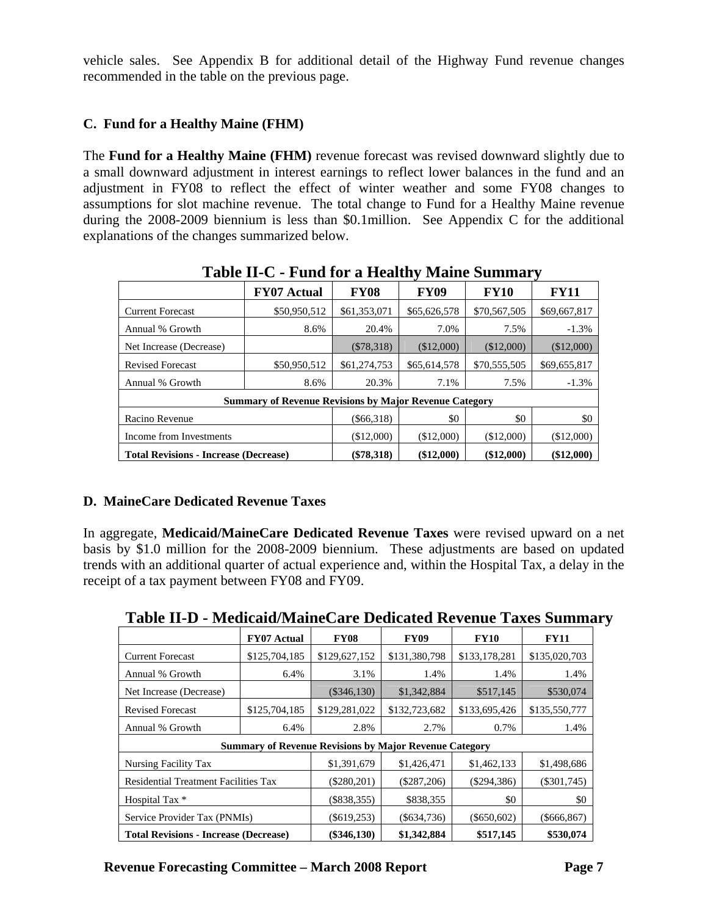vehicle sales. See Appendix B for additional detail of the Highway Fund revenue changes recommended in the table on the previous page.

### C. Fund for a Healthy Maine (FHM)

The **Fund for a Healthy Maine (FHM)** revenue forecast was revised downward slightly due to a small downward adjustment in interest earnings to reflect lower balances in the fund and an adjustment in FY08 to reflect the effect of winter weather and some FY08 changes to assumptions for slot machine revenue. The total change to Fund for a Healthy Maine revenue during the 2008-2009 biennium is less than $0.1million. See Appendix C for the additional explanations of the changes summarized below.

**Table II-C - Fund for a Healthy Maine Summary**

| | FY07 Actual | FY08 | FY09 | FY10 | FY11 |
|---|---|---|---|---|---|
| Current Forecast | $50,950,512 | $61,353,071 | $65,626,578 | $70,567,505 | $69,667,817 |
| Annual % Growth | 8.6% | 20.4% | 7.0% | 7.5% | -1.3% |
| Net Increase (Decrease) | | ($78,318) | ($12,000) | ($12,000) | ($12,000) |
| Revised Forecast | $50,950,512 | $61,274,753 | $65,614,578 | $70,555,505 | $69,655,817 |
| Annual % Growth | 8.6% | 20.3% | 7.1% | 7.5% | -1.3% |
| **Summary of Revenue Revisions by Major Revenue Category** | | | | | |
| Racino Revenue | | ($66,318) | $0 | $0 | $0 |
| Income from Investments | | ($12,000) | ($12,000) | ($12,000) | ($12,000) |
| **Total Revisions - Increase (Decrease)** | | **($78,318)** | **($12,000)** | **($12,000)** | **($12,000)** |

### D. MaineCare Dedicated Revenue Taxes

In aggregate, **Medicaid/MaineCare Dedicated Revenue Taxes** were revised upward on a net basis by $1.0 million for the 2008-2009 biennium. These adjustments are based on updated trends with an additional quarter of actual experience and, within the Hospital Tax, a delay in the receipt of a tax payment between FY08 and FY09.

**Table II-D - Medicaid/MaineCare Dedicated Revenue Taxes Summary**

| | FY07 Actual | FY08 | FY09 | FY10 | FY11 |
|---|---|---|---|---|---|
| Current Forecast | $125,704,185 | $129,627,152 | $131,380,798 | $133,178,281 | $135,020,703 |
| Annual % Growth | 6.4% | 3.1% | 1.4% | 1.4% | 1.4% |
| Net Increase (Decrease) | | ($346,130) | $1,342,884 | $517,145 | $530,074 |
| Revised Forecast | $125,704,185 | $129,281,022 | $132,723,682 | $133,695,426 | $135,550,777 |
| Annual % Growth | 6.4% | 2.8% | 2.7% | 0.7% | 1.4% |
| **Summary of Revenue Revisions by Major Revenue Category** | | | | | |
| Nursing Facility Tax | | $1,391,679 | $1,426,471 | $1,462,133 | $1,498,686 |
| Residential Treatment Facilities Tax | | ($280,201) | ($287,206) | ($294,386) | ($301,745) |
| Hospital Tax * | | ($838,355) | $838,355 | $0 | $0 |
| Service Provider Tax (PNMIs) | | ($619,253) | ($634,736) | ($650,602) | ($666,867) |
| **Total Revisions - Increase (Decrease)** | | **($346,130)** | **$1,342,884** | **$517,145** | **$530,074** |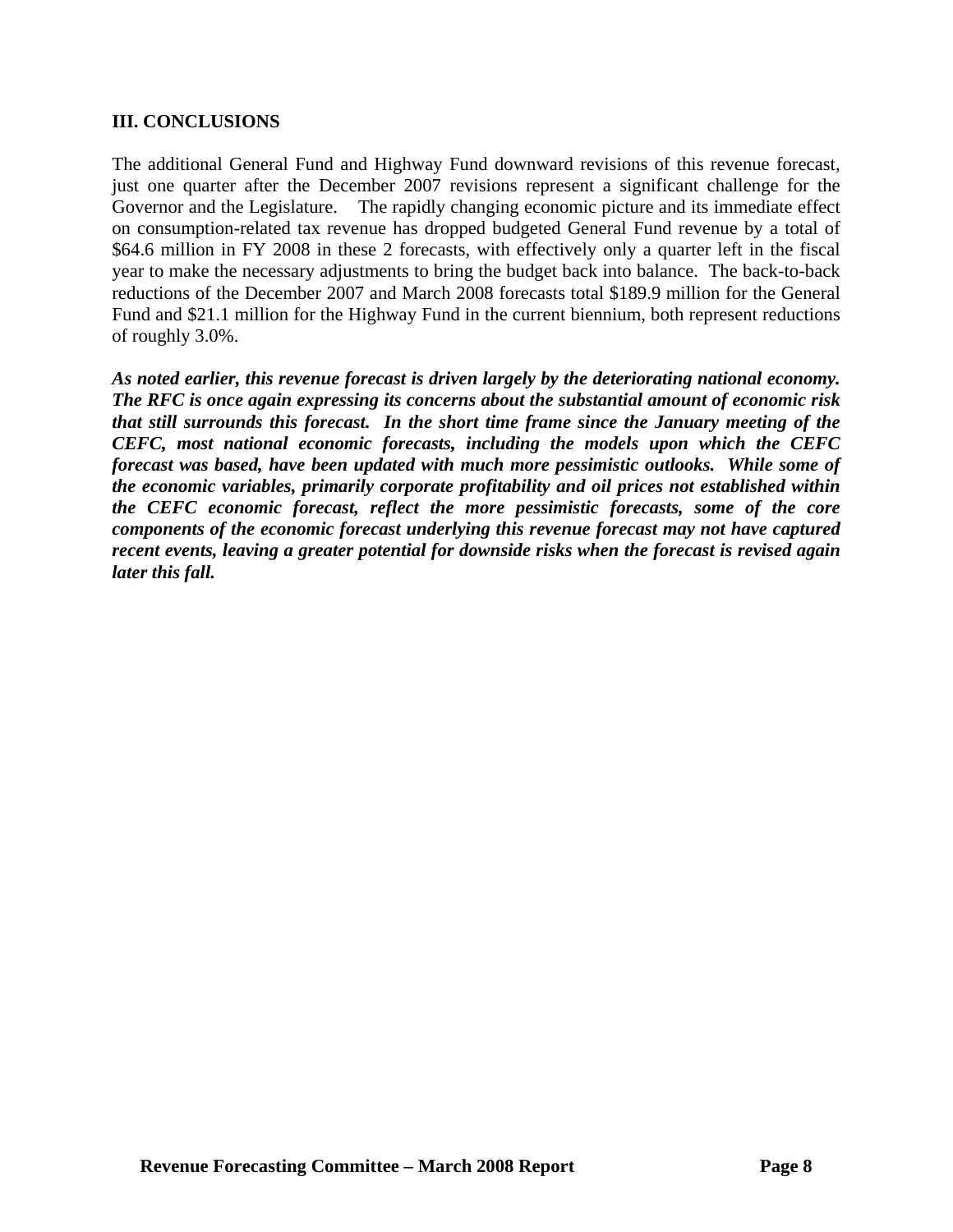## III. CONCLUSIONS

The additional General Fund and Highway Fund downward revisions of this revenue forecast, just one quarter after the December 2007 revisions represent a significant challenge for the Governor and the Legislature. The rapidly changing economic picture and its immediate effect on consumption-related tax revenue has dropped budgeted General Fund revenue by a total of $64.6 million in FY 2008 in these 2 forecasts, with effectively only a quarter left in the fiscal year to make the necessary adjustments to bring the budget back into balance. The back-to-back reductions of the December 2007 and March 2008 forecasts total $189.9 million for the General Fund and $21.1 million for the Highway Fund in the current biennium, both represent reductions of roughly 3.0%.

***As noted earlier, this revenue forecast is driven largely by the deteriorating national economy. The RFC is once again expressing its concerns about the substantial amount of economic risk that still surrounds this forecast. In the short time frame since the January meeting of the CEFC, most national economic forecasts, including the models upon which the CEFC forecast was based, have been updated with much more pessimistic outlooks. While some of the economic variables, primarily corporate profitability and oil prices not established within the CEFC economic forecast, reflect the more pessimistic forecasts, some of the core components of the economic forecast underlying this revenue forecast may not have captured recent events, leaving a greater potential for downside risks when the forecast is revised again later this fall.***